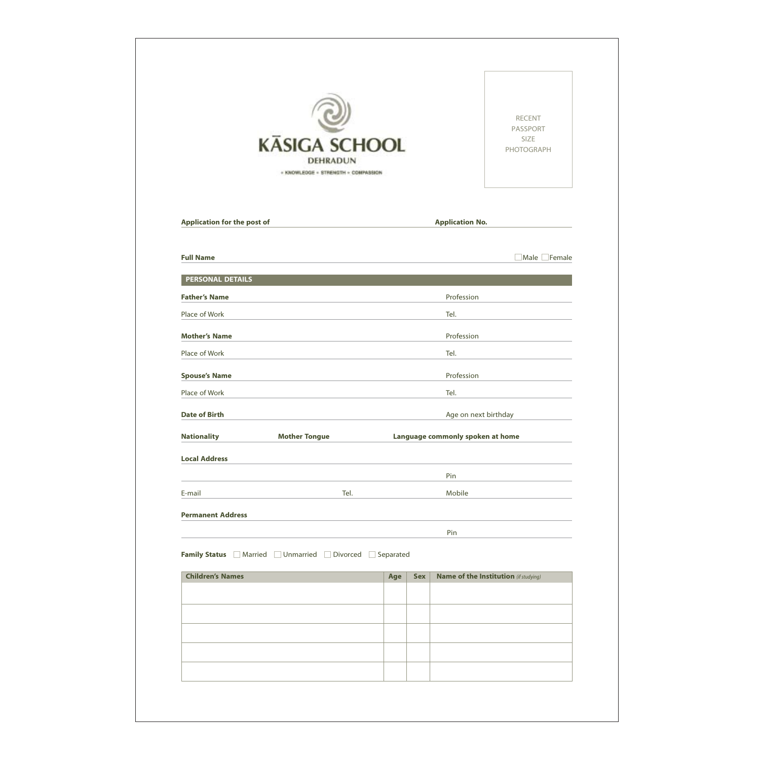# KĀSIGA SCHOOL

**DEHRADUN**

• KNOWLEDGE • STRENGTH • COMPASSION

RECENT PASSPORT SIZE PHOTOGRAPH

**Application for the post of** **Application No.**

**Full Name** ☐Male ☐Female

## PERSONAL DETAILS

**Father's Name** Profession

Place of Work Tel.

**Mother's Name** Profession

Place of Work Tel.

**Spouse's Name** Profession

Place of Work Tel.

**Date of Birth** Age on next birthday

**Nationality** **Mother Tongue** **Language commonly spoken at home**

**Local Address**

Pin

E-mail Tel. Mobile

**Permanent Address**

Pin

**Family Status** ☐ Married ☐ Unmarried ☐ Divorced ☐ Separated

| Children's Names | Age | Sex | Name of the Institution *(if studying)* |
|---|---|---|---|
| | | | |
| | | | |
| | | | |
| | | | |
| | | | |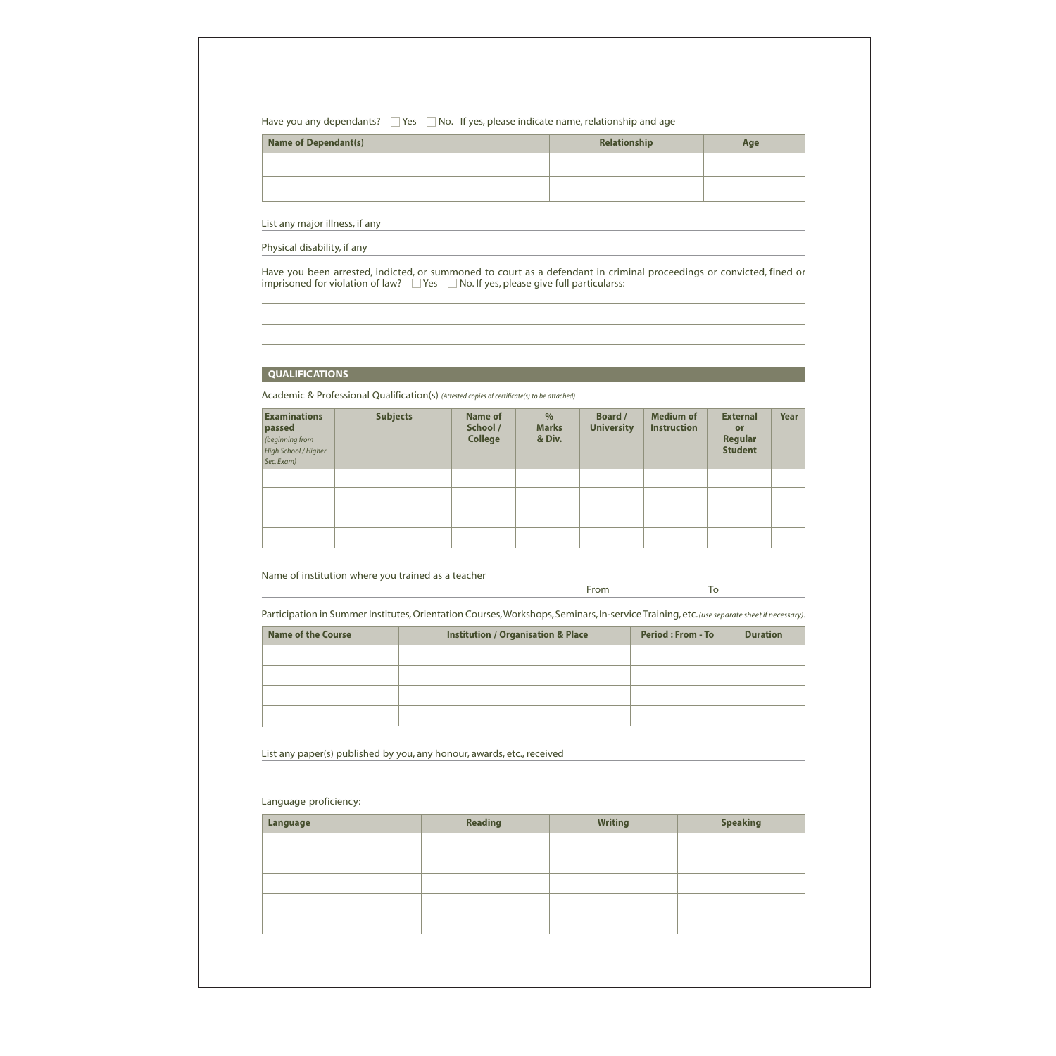Have you any dependants? ☐ Yes ☐ No. If yes, please indicate name, relationship and age

| Name of Dependant(s) | Relationship | Age |
| --- | --- | --- |
| | | |
| | | |

List any major illness, if any

Physical disability, if any

Have you been arrested, indicted, or summoned to court as a defendant in criminal proceedings or convicted, fined or imprisoned for violation of law? ☐ Yes ☐ No. If yes, please give full particularss:

## QUALIFICATIONS

Academic & Professional Qualification(s) *(Attested copies of certificate(s) to be attached)*

| Examinations passed *(beginning from High School / Higher Sec. Exam)* | Subjects | Name of School / College | % Marks & Div. | Board / University | Medium of Instruction | External or Regular Student | Year |
| --- | --- | --- | --- | --- | --- | --- | --- |
| | | | | | | | |
| | | | | | | | |
| | | | | | | | |
| | | | | | | | |

Name of institution where you trained as a teacher

From To

Participation in Summer Institutes, Orientation Courses, Workshops, Seminars, In-service Training, etc. *(use separate sheet if necessary).*

| Name of the Course | Institution / Organisation & Place | Period : From - To | Duration |
| --- | --- | --- | --- |
| | | | |
| | | | |
| | | | |
| | | | |

List any paper(s) published by you, any honour, awards, etc., received

Language proficiency:

| Language | Reading | Writing | Speaking |
| --- | --- | --- | --- |
| | | | |
| | | | |
| | | | |
| | | | |
| | | | |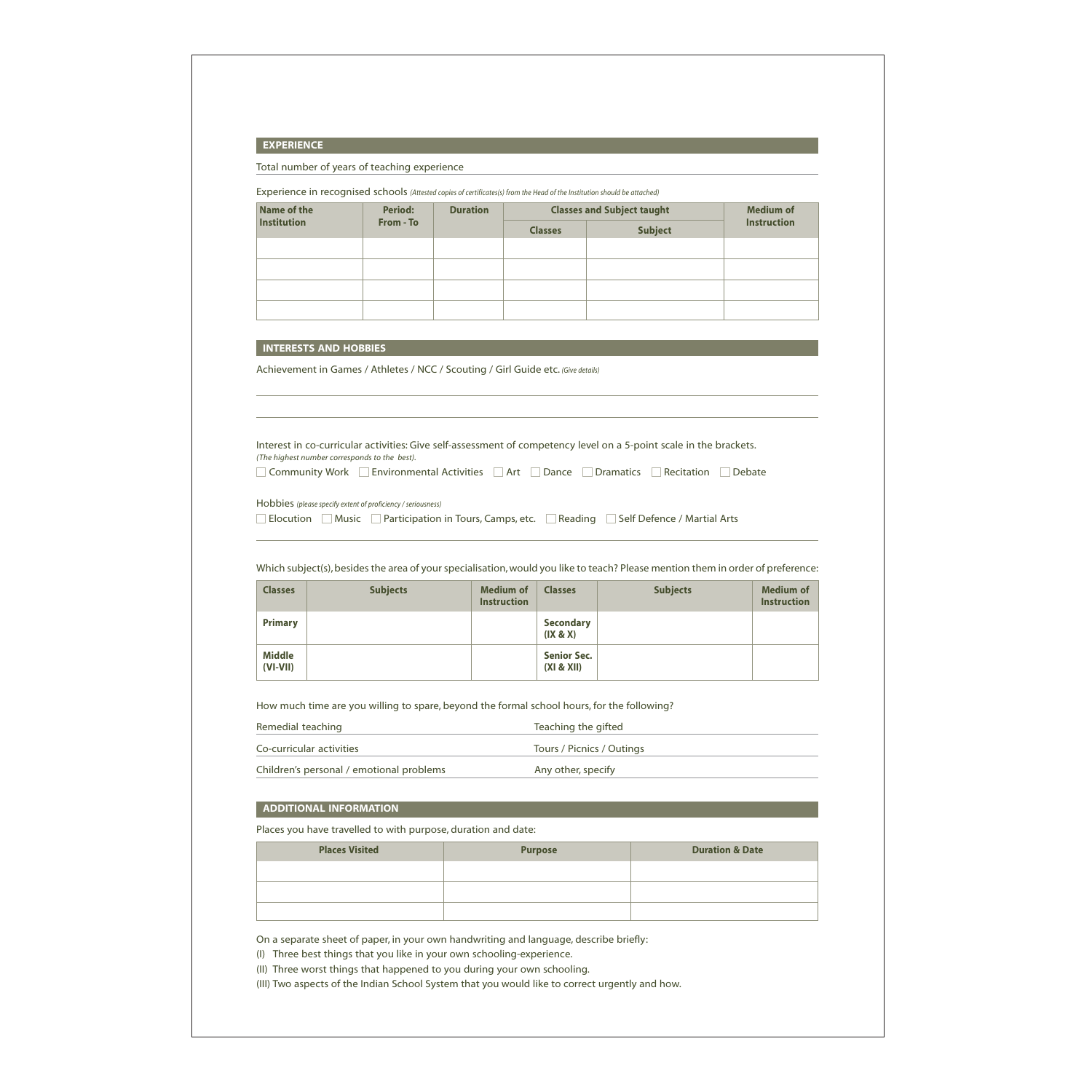## EXPERIENCE

Total number of years of teaching experience

Experience in recognised schools *(Attested copies of certificates(s) from the Head of the Institution should be attached)*

| Name of the Institution | Period: From - To | Duration | Classes and Subject taught | | Medium of Instruction |
|---|---|---|---|---|---|
| | | | Classes | Subject | |
| | | | | | |
| | | | | | |
| | | | | | |
| | | | | | |

## INTERESTS AND HOBBIES

Achievement in Games / Athletes / NCC / Scouting / Girl Guide etc. *(Give details)*

Interest in co-curricular activities: Give self-assessment of competency level on a 5-point scale in the brackets.
*(The highest number corresponds to the best).*

☐ Community Work ☐ Environmental Activities ☐ Art ☐ Dance ☐ Dramatics ☐ Recitation ☐ Debate

Hobbies *(please specify extent of proficiency / seriousness)*

☐ Elocution ☐ Music ☐ Participation in Tours, Camps, etc. ☐ Reading ☐ Self Defence / Martial Arts

Which subject(s), besides the area of your specialisation, would you like to teach? Please mention them in order of preference:

| Classes | Subjects | Medium of Instruction | Classes | Subjects | Medium of Instruction |
|---|---|---|---|---|---|
| **Primary** | | | **Secondary (IX & X)** | | |
| **Middle (VI-VII)** | | | **Senior Sec. (XI & XII)** | | |

How much time are you willing to spare, beyond the formal school hours, for the following?

Remedial teaching

Teaching the gifted

Co-curricular activities

Tours / Picnics / Outings

Children's personal / emotional problems

Any other, specify

## ADDITIONAL INFORMATION

Places you have travelled to with purpose, duration and date:

| Places Visited | Purpose | Duration & Date |
|---|---|---|
| | | |
| | | |
| | | |

On a separate sheet of paper, in your own handwriting and language, describe briefly:

(I) Three best things that you like in your own schooling-experience.

(II) Three worst things that happened to you during your own schooling.

(III) Two aspects of the Indian School System that you would like to correct urgently and how.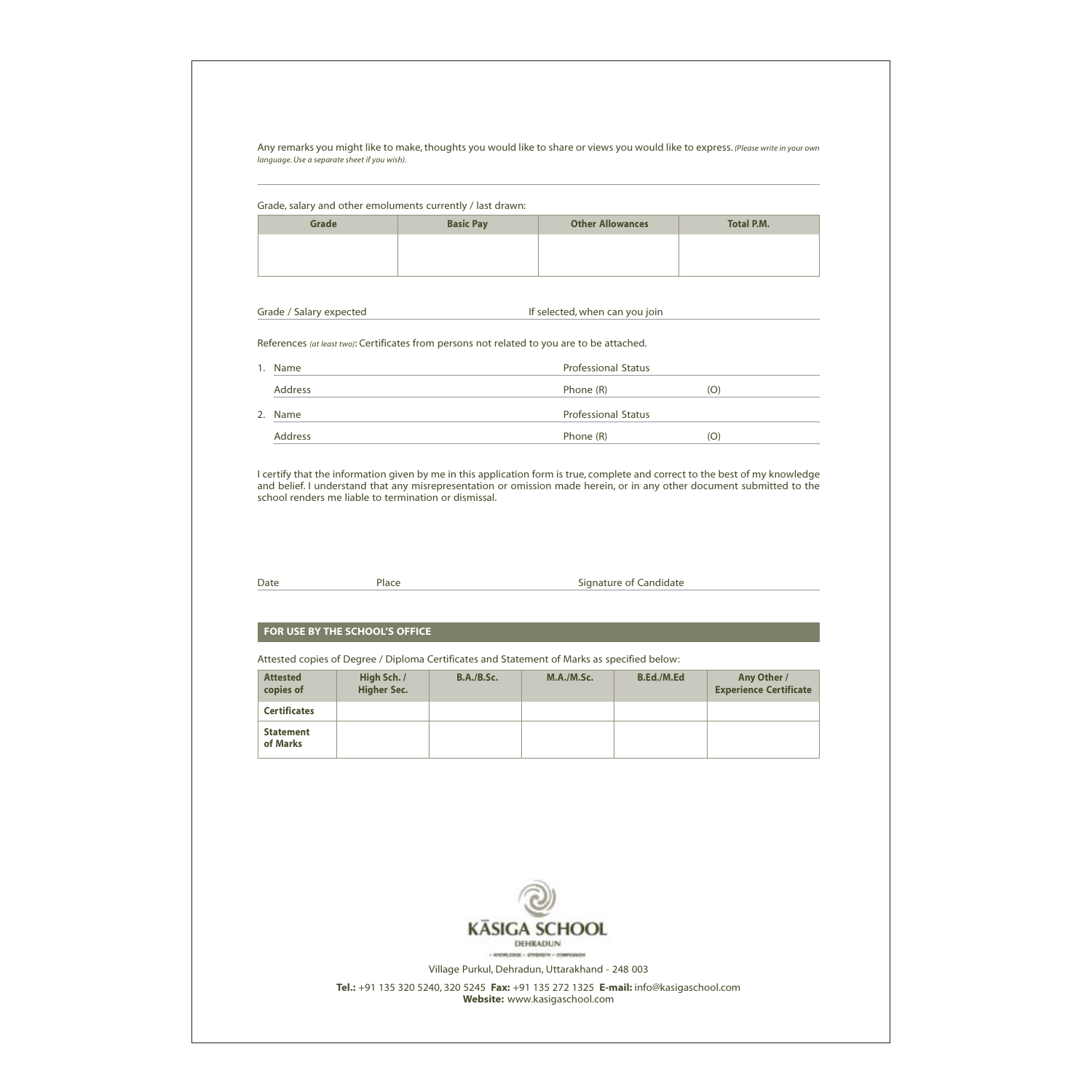Any remarks you might like to make, thoughts you would like to share or views you would like to express. *(Please write in your own language. Use a separate sheet if you wish).*

Grade, salary and other emoluments currently / last drawn:

| Grade | Basic Pay | Other Allowances | Total P.M. |
|---|---|---|---|
| | | | |

Grade / Salary expected  If selected, when can you join

References *(at least two)*: Certificates from persons not related to you are to be attached.

1. Name  Professional Status

   Address  Phone (R)  (O)

2. Name  Professional Status

   Address  Phone (R)  (O)

I certify that the information given by me in this application form is true, complete and correct to the best of my knowledge and belief. I understand that any misrepresentation or omission made herein, or in any other document submitted to the school renders me liable to termination or dismissal.

Date  Place  Signature of Candidate

## FOR USE BY THE SCHOOL'S OFFICE

Attested copies of Degree / Diploma Certificates and Statement of Marks as specified below:

| Attested copies of | High Sch. / Higher Sec. | B.A./B.Sc. | M.A./M.Sc. | B.Ed./M.Ed | Any Other / Experience Certificate |
|---|---|---|---|---|---|
| **Certificates** | | | | | |
| **Statement of Marks** | | | | | |

KĀSIGA SCHOOL
DEHRADUN

Village Purkul, Dehradun, Uttarakhand - 248 003

**Tel.:** +91 135 320 5240, 320 5245 **Fax:** +91 135 272 1325 **E-mail:** info@kasigaschool.com
**Website:** www.kasigaschool.com